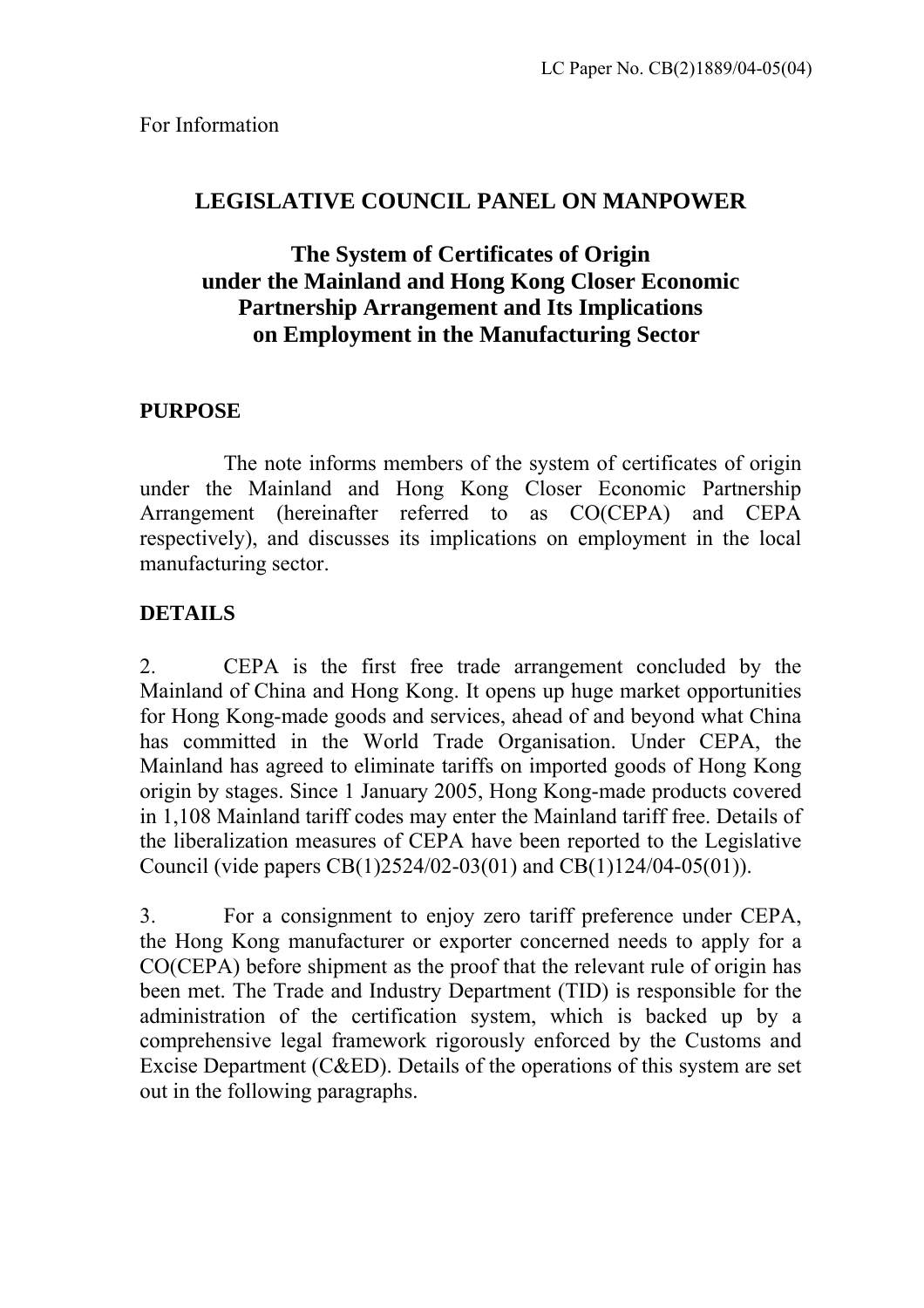LC Paper No. CB(2)1889/04-05(04)

For Information

# LEGISLATIVE COUNCIL PANEL ON MANPOWER

## The System of Certificates of Origin under the Mainland and Hong Kong Closer Economic Partnership Arrangement and Its Implications on Employment in the Manufacturing Sector

### PURPOSE

The note informs members of the system of certificates of origin under the Mainland and Hong Kong Closer Economic Partnership Arrangement (hereinafter referred to as CO(CEPA) and CEPA respectively), and discusses its implications on employment in the local manufacturing sector.

### DETAILS

2. CEPA is the first free trade arrangement concluded by the Mainland of China and Hong Kong. It opens up huge market opportunities for Hong Kong-made goods and services, ahead of and beyond what China has committed in the World Trade Organisation. Under CEPA, the Mainland has agreed to eliminate tariffs on imported goods of Hong Kong origin by stages. Since 1 January 2005, Hong Kong-made products covered in 1,108 Mainland tariff codes may enter the Mainland tariff free. Details of the liberalization measures of CEPA have been reported to the Legislative Council (vide papers CB(1)2524/02-03(01) and CB(1)124/04-05(01)).

3. For a consignment to enjoy zero tariff preference under CEPA, the Hong Kong manufacturer or exporter concerned needs to apply for a CO(CEPA) before shipment as the proof that the relevant rule of origin has been met. The Trade and Industry Department (TID) is responsible for the administration of the certification system, which is backed up by a comprehensive legal framework rigorously enforced by the Customs and Excise Department (C&ED). Details of the operations of this system are set out in the following paragraphs.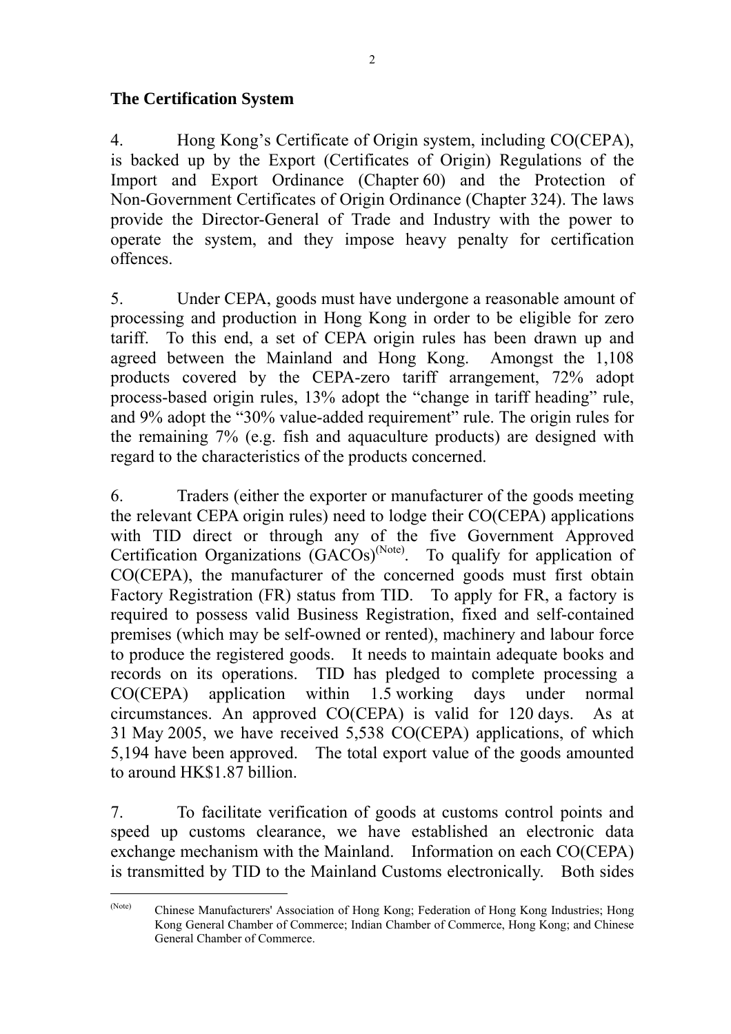## The Certification System

4. Hong Kong's Certificate of Origin system, including CO(CEPA), is backed up by the Export (Certificates of Origin) Regulations of the Import and Export Ordinance (Chapter 60) and the Protection of Non-Government Certificates of Origin Ordinance (Chapter 324). The laws provide the Director-General of Trade and Industry with the power to operate the system, and they impose heavy penalty for certification offences.

5. Under CEPA, goods must have undergone a reasonable amount of processing and production in Hong Kong in order to be eligible for zero tariff. To this end, a set of CEPA origin rules has been drawn up and agreed between the Mainland and Hong Kong. Amongst the 1,108 products covered by the CEPA-zero tariff arrangement, 72% adopt process-based origin rules, 13% adopt the "change in tariff heading" rule, and 9% adopt the "30% value-added requirement" rule. The origin rules for the remaining 7% (e.g. fish and aquaculture products) are designed with regard to the characteristics of the products concerned.

6. Traders (either the exporter or manufacturer of the goods meeting the relevant CEPA origin rules) need to lodge their CO(CEPA) applications with TID direct or through any of the five Government Approved Certification Organizations (GACOs)[Note]. To qualify for application of CO(CEPA), the manufacturer of the concerned goods must first obtain Factory Registration (FR) status from TID. To apply for FR, a factory is required to possess valid Business Registration, fixed and self-contained premises (which may be self-owned or rented), machinery and labour force to produce the registered goods. It needs to maintain adequate books and records on its operations. TID has pledged to complete processing a CO(CEPA) application within 1.5 working days under normal circumstances. An approved CO(CEPA) is valid for 120 days. As at 31 May 2005, we have received 5,538 CO(CEPA) applications, of which 5,194 have been approved. The total export value of the goods amounted to around HK$1.87 billion.

7. To facilitate verification of goods at customs control points and speed up customs clearance, we have established an electronic data exchange mechanism with the Mainland. Information on each CO(CEPA) is transmitted by TID to the Mainland Customs electronically. Both sides

[Note] Chinese Manufacturers' Association of Hong Kong; Federation of Hong Kong Industries; Hong Kong General Chamber of Commerce; Indian Chamber of Commerce, Hong Kong; and Chinese General Chamber of Commerce.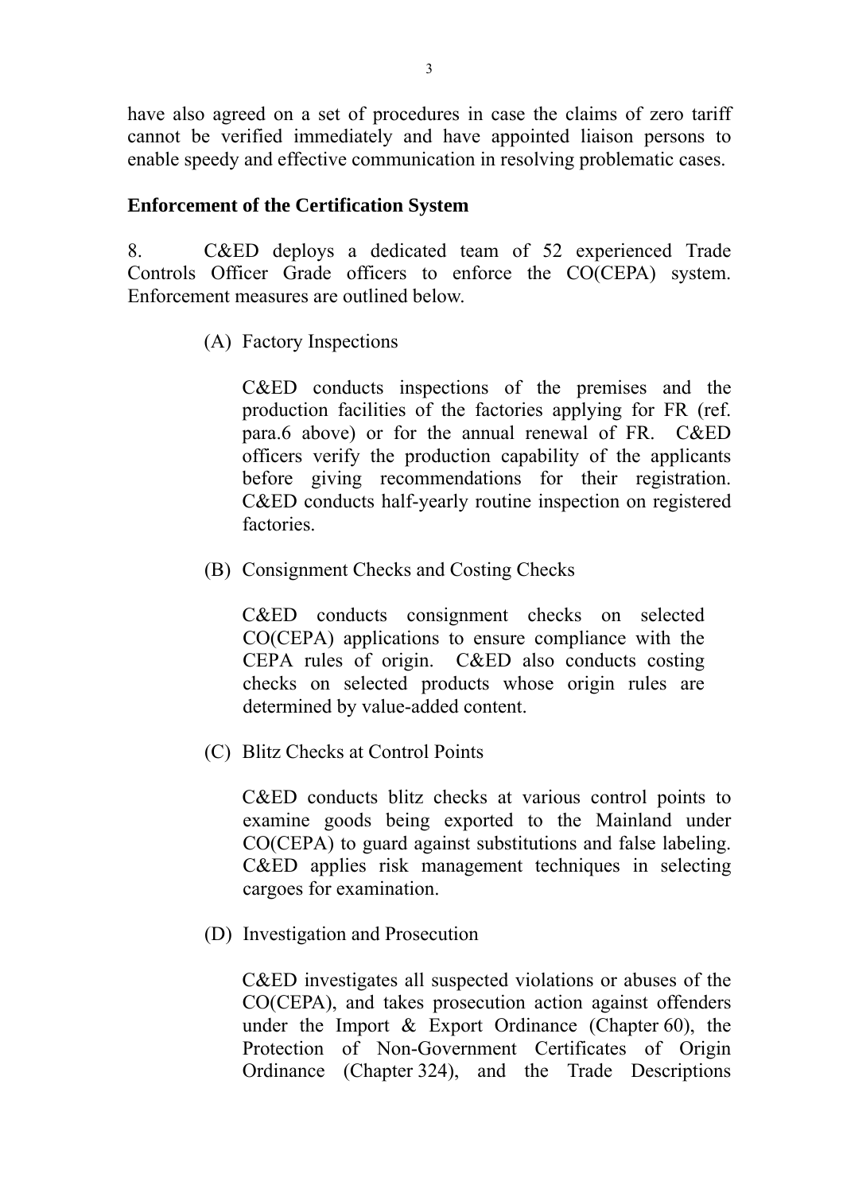have also agreed on a set of procedures in case the claims of zero tariff cannot be verified immediately and have appointed liaison persons to enable speedy and effective communication in resolving problematic cases.

**Enforcement of the Certification System**

8. C&ED deploys a dedicated team of 52 experienced Trade Controls Officer Grade officers to enforce the CO(CEPA) system. Enforcement measures are outlined below.

(A) Factory Inspections

C&ED conducts inspections of the premises and the production facilities of the factories applying for FR (ref. para.6 above) or for the annual renewal of FR. C&ED officers verify the production capability of the applicants before giving recommendations for their registration. C&ED conducts half-yearly routine inspection on registered factories.

(B) Consignment Checks and Costing Checks

C&ED conducts consignment checks on selected CO(CEPA) applications to ensure compliance with the CEPA rules of origin. C&ED also conducts costing checks on selected products whose origin rules are determined by value-added content.

(C) Blitz Checks at Control Points

C&ED conducts blitz checks at various control points to examine goods being exported to the Mainland under CO(CEPA) to guard against substitutions and false labeling. C&ED applies risk management techniques in selecting cargoes for examination.

(D) Investigation and Prosecution

C&ED investigates all suspected violations or abuses of the CO(CEPA), and takes prosecution action against offenders under the Import & Export Ordinance (Chapter 60), the Protection of Non-Government Certificates of Origin Ordinance (Chapter 324), and the Trade Descriptions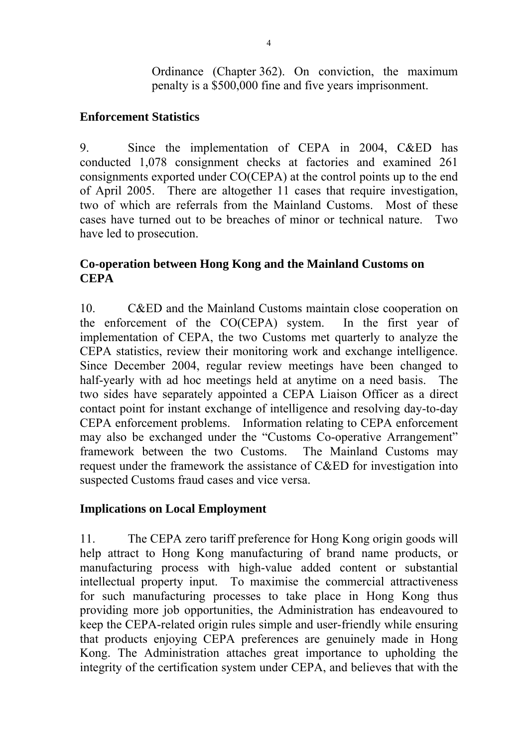Ordinance (Chapter 362). On conviction, the maximum penalty is a $500,000 fine and five years imprisonment.

## Enforcement Statistics

9. Since the implementation of CEPA in 2004, C&ED has conducted 1,078 consignment checks at factories and examined 261 consignments exported under CO(CEPA) at the control points up to the end of April 2005. There are altogether 11 cases that require investigation, two of which are referrals from the Mainland Customs. Most of these cases have turned out to be breaches of minor or technical nature. Two have led to prosecution.

## Co-operation between Hong Kong and the Mainland Customs on CEPA

10. C&ED and the Mainland Customs maintain close cooperation on the enforcement of the CO(CEPA) system. In the first year of implementation of CEPA, the two Customs met quarterly to analyze the CEPA statistics, review their monitoring work and exchange intelligence. Since December 2004, regular review meetings have been changed to half-yearly with ad hoc meetings held at anytime on a need basis. The two sides have separately appointed a CEPA Liaison Officer as a direct contact point for instant exchange of intelligence and resolving day-to-day CEPA enforcement problems. Information relating to CEPA enforcement may also be exchanged under the "Customs Co-operative Arrangement" framework between the two Customs. The Mainland Customs may request under the framework the assistance of C&ED for investigation into suspected Customs fraud cases and vice versa.

## Implications on Local Employment

11. The CEPA zero tariff preference for Hong Kong origin goods will help attract to Hong Kong manufacturing of brand name products, or manufacturing process with high-value added content or substantial intellectual property input. To maximise the commercial attractiveness for such manufacturing processes to take place in Hong Kong thus providing more job opportunities, the Administration has endeavoured to keep the CEPA-related origin rules simple and user-friendly while ensuring that products enjoying CEPA preferences are genuinely made in Hong Kong. The Administration attaches great importance to upholding the integrity of the certification system under CEPA, and believes that with the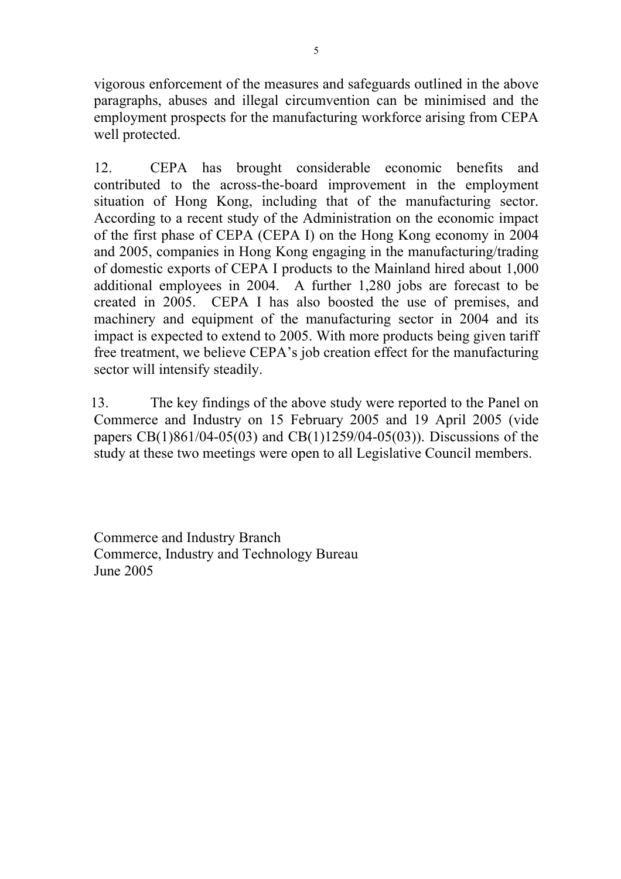vigorous enforcement of the measures and safeguards outlined in the above paragraphs, abuses and illegal circumvention can be minimised and the employment prospects for the manufacturing workforce arising from CEPA well protected.

12. CEPA has brought considerable economic benefits and contributed to the across-the-board improvement in the employment situation of Hong Kong, including that of the manufacturing sector. According to a recent study of the Administration on the economic impact of the first phase of CEPA (CEPA I) on the Hong Kong economy in 2004 and 2005, companies in Hong Kong engaging in the manufacturing/trading of domestic exports of CEPA I products to the Mainland hired about 1,000 additional employees in 2004. A further 1,280 jobs are forecast to be created in 2005. CEPA I has also boosted the use of premises, and machinery and equipment of the manufacturing sector in 2004 and its impact is expected to extend to 2005. With more products being given tariff free treatment, we believe CEPA's job creation effect for the manufacturing sector will intensify steadily.

13. The key findings of the above study were reported to the Panel on Commerce and Industry on 15 February 2005 and 19 April 2005 (vide papers CB(1)861/04-05(03) and CB(1)1259/04-05(03)). Discussions of the study at these two meetings were open to all Legislative Council members.

Commerce and Industry Branch
Commerce, Industry and Technology Bureau
June 2005